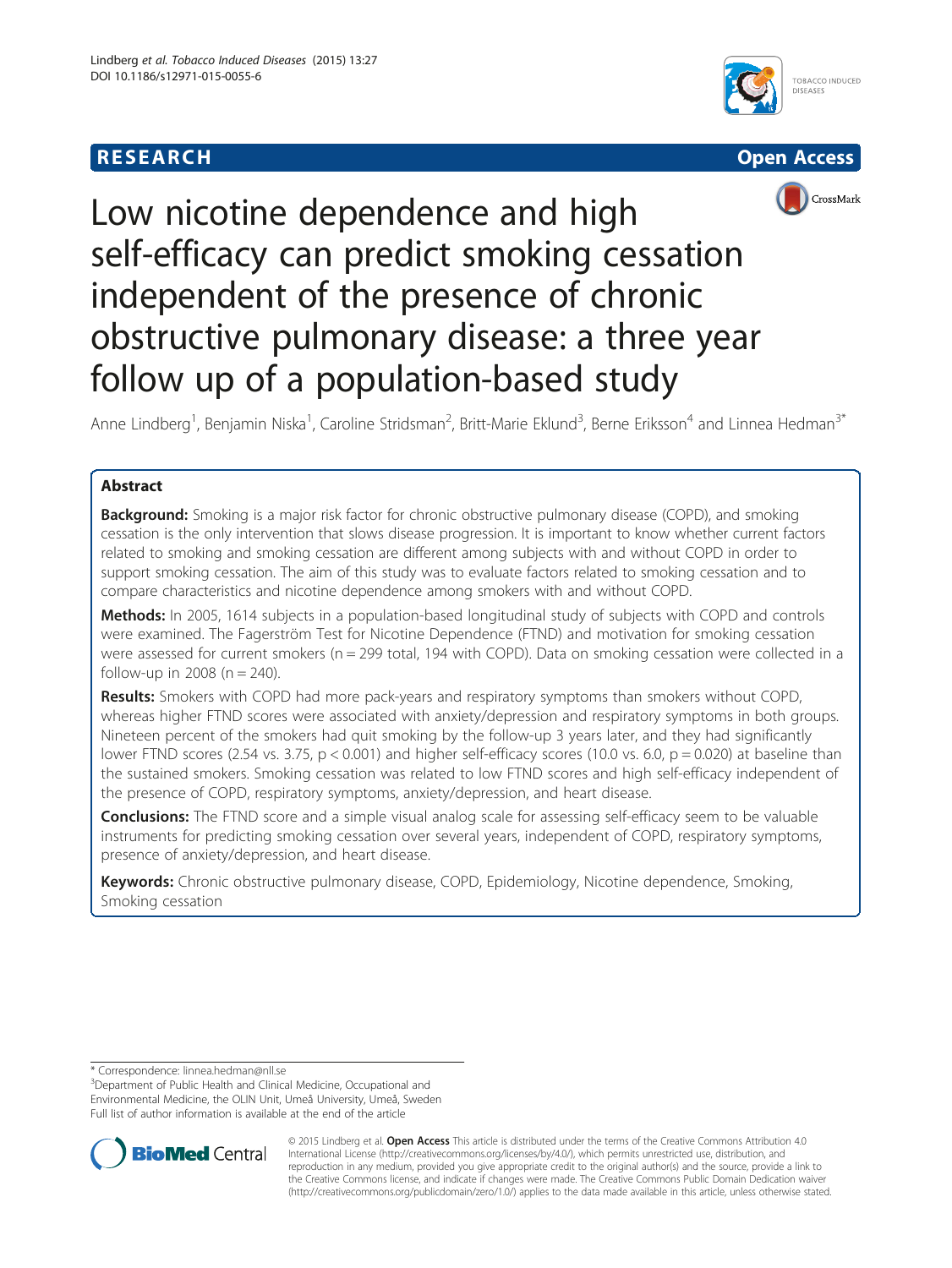RESEARCH Open Access

# Low nicotine dependence and high self-efficacy can predict smoking cessation independent of the presence of chronic obstructive pulmonary disease: a three year follow up of a population-based study

Anne Lindberg[1], Benjamin Niska[1], Caroline Stridsman[2], Britt-Marie Eklund[3], Berne Eriksson[4] and Linnea Hedman[3*]

## Abstract

**Background:** Smoking is a major risk factor for chronic obstructive pulmonary disease (COPD), and smoking cessation is the only intervention that slows disease progression. It is important to know whether current factors related to smoking and smoking cessation are different among subjects with and without COPD in order to support smoking cessation. The aim of this study was to evaluate factors related to smoking cessation and to compare characteristics and nicotine dependence among smokers with and without COPD.

**Methods:** In 2005, 1614 subjects in a population-based longitudinal study of subjects with COPD and controls were examined. The Fagerström Test for Nicotine Dependence (FTND) and motivation for smoking cessation were assessed for current smokers (n = 299 total, 194 with COPD). Data on smoking cessation were collected in a follow-up in 2008 (n = 240).

**Results:** Smokers with COPD had more pack-years and respiratory symptoms than smokers without COPD, whereas higher FTND scores were associated with anxiety/depression and respiratory symptoms in both groups. Nineteen percent of the smokers had quit smoking by the follow-up 3 years later, and they had significantly lower FTND scores (2.54 vs. 3.75, $p < 0.001$) and higher self-efficacy scores (10.0 vs. 6.0, $p = 0.020$) at baseline than the sustained smokers. Smoking cessation was related to low FTND scores and high self-efficacy independent of the presence of COPD, respiratory symptoms, anxiety/depression, and heart disease.

**Conclusions:** The FTND score and a simple visual analog scale for assessing self-efficacy seem to be valuable instruments for predicting smoking cessation over several years, independent of COPD, respiratory symptoms, presence of anxiety/depression, and heart disease.

**Keywords:** Chronic obstructive pulmonary disease, COPD, Epidemiology, Nicotine dependence, Smoking, Smoking cessation

---

\* Correspondence: linnea.hedman@nll.se

[3]Department of Public Health and Clinical Medicine, Occupational and Environmental Medicine, the OLIN Unit, Umeå University, Umeå, Sweden

Full list of author information is available at the end of the article

© 2015 Lindberg et al. **Open Access** This article is distributed under the terms of the Creative Commons Attribution 4.0 International License (http://creativecommons.org/licenses/by/4.0/), which permits unrestricted use, distribution, and reproduction in any medium, provided you give appropriate credit to the original author(s) and the source, provide a link to the Creative Commons license, and indicate if changes were made. The Creative Commons Public Domain Dedication waiver (http://creativecommons.org/publicdomain/zero/1.0/) applies to the data made available in this article, unless otherwise stated.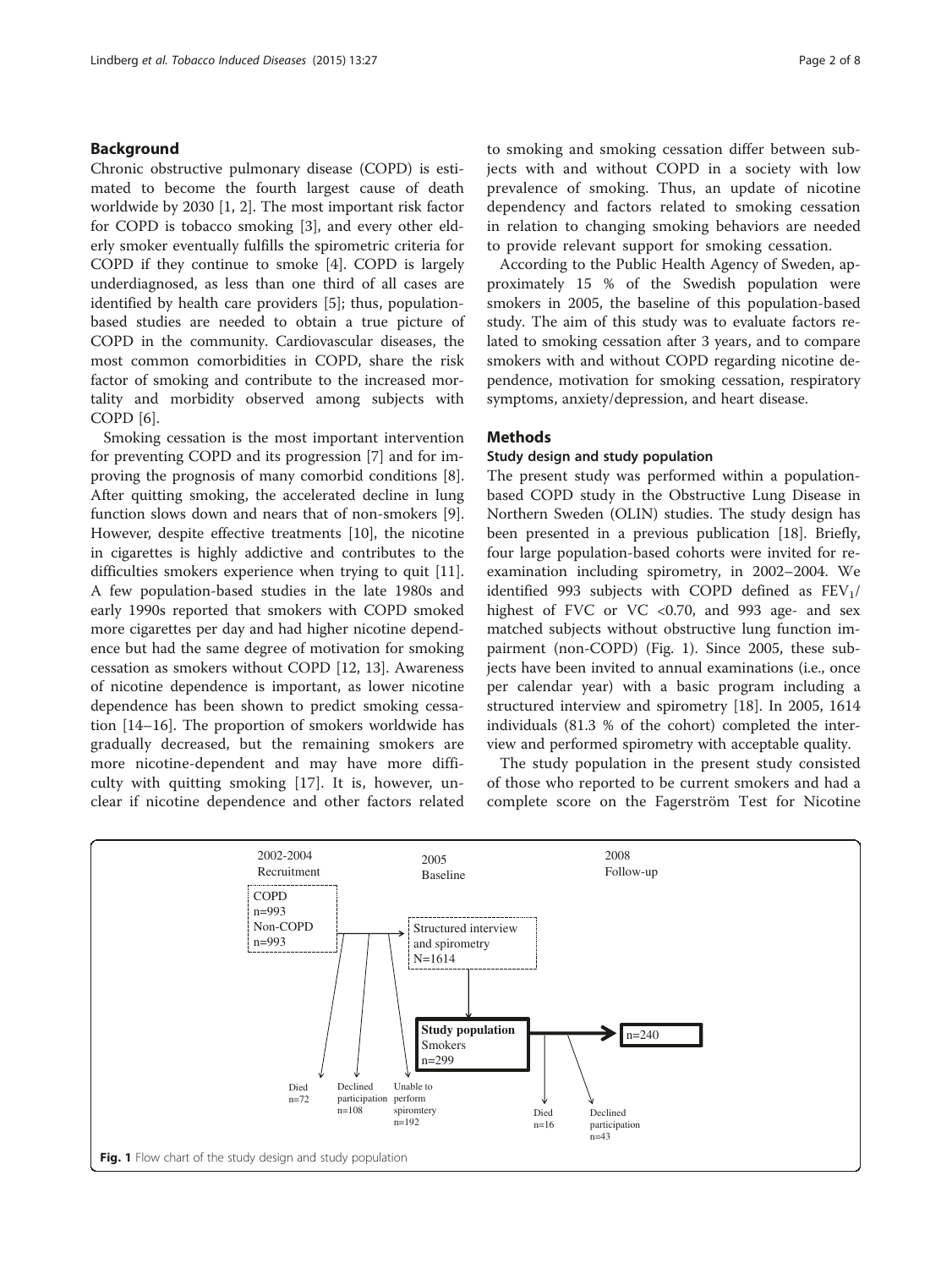## Background

Chronic obstructive pulmonary disease (COPD) is estimated to become the fourth largest cause of death worldwide by 2030 [1, 2]. The most important risk factor for COPD is tobacco smoking [3], and every other elderly smoker eventually fulfills the spirometric criteria for COPD if they continue to smoke [4]. COPD is largely underdiagnosed, as less than one third of all cases are identified by health care providers [5]; thus, population-based studies are needed to obtain a true picture of COPD in the community. Cardiovascular diseases, the most common comorbidities in COPD, share the risk factor of smoking and contribute to the increased mortality and morbidity observed among subjects with COPD [6].

Smoking cessation is the most important intervention for preventing COPD and its progression [7] and for improving the prognosis of many comorbid conditions [8]. After quitting smoking, the accelerated decline in lung function slows down and nears that of non-smokers [9]. However, despite effective treatments [10], the nicotine in cigarettes is highly addictive and contributes to the difficulties smokers experience when trying to quit [11]. A few population-based studies in the late 1980s and early 1990s reported that smokers with COPD smoked more cigarettes per day and had higher nicotine dependence but had the same degree of motivation for smoking cessation as smokers without COPD [12, 13]. Awareness of nicotine dependence is important, as lower nicotine dependence has been shown to predict smoking cessation [14–16]. The proportion of smokers worldwide has gradually decreased, but the remaining smokers are more nicotine-dependent and may have more difficulty with quitting smoking [17]. It is, however, unclear if nicotine dependence and other factors related to smoking and smoking cessation differ between subjects with and without COPD in a society with low prevalence of smoking. Thus, an update of nicotine dependency and factors related to smoking cessation in relation to changing smoking behaviors are needed to provide relevant support for smoking cessation.

According to the Public Health Agency of Sweden, approximately 15 % of the Swedish population were smokers in 2005, the baseline of this population-based study. The aim of this study was to evaluate factors related to smoking cessation after 3 years, and to compare smokers with and without COPD regarding nicotine dependence, motivation for smoking cessation, respiratory symptoms, anxiety/depression, and heart disease.

## Methods

### Study design and study population

The present study was performed within a population-based COPD study in the Obstructive Lung Disease in Northern Sweden (OLIN) studies. The study design has been presented in a previous publication [18]. Briefly, four large population-based cohorts were invited for re-examination including spirometry, in 2002–2004. We identified 993 subjects with COPD defined as $FEV_1$/highest of FVC or VC <0.70, and 993 age- and sex matched subjects without obstructive lung function impairment (non-COPD) (Fig. 1). Since 2005, these subjects have been invited to annual examinations (i.e., once per calendar year) with a basic program including a structured interview and spirometry [18]. In 2005, 1614 individuals (81.3 % of the cohort) completed the interview and performed spirometry with acceptable quality.

The study population in the present study consisted of those who reported to be current smokers and had a complete score on the Fagerström Test for Nicotine

2002-2004 Recruitment: COPD n=993; Non-COPD n=993 → Died n=72; Declined participation n=108; Unable to perform spiromtery n=192

2005 Baseline: Structured interview and spirometry N=1614 → Study population Smokers n=299 → Died n=16; Declined participation n=43

2008 Follow-up: n=240

**Fig. 1** Flow chart of the study design and study population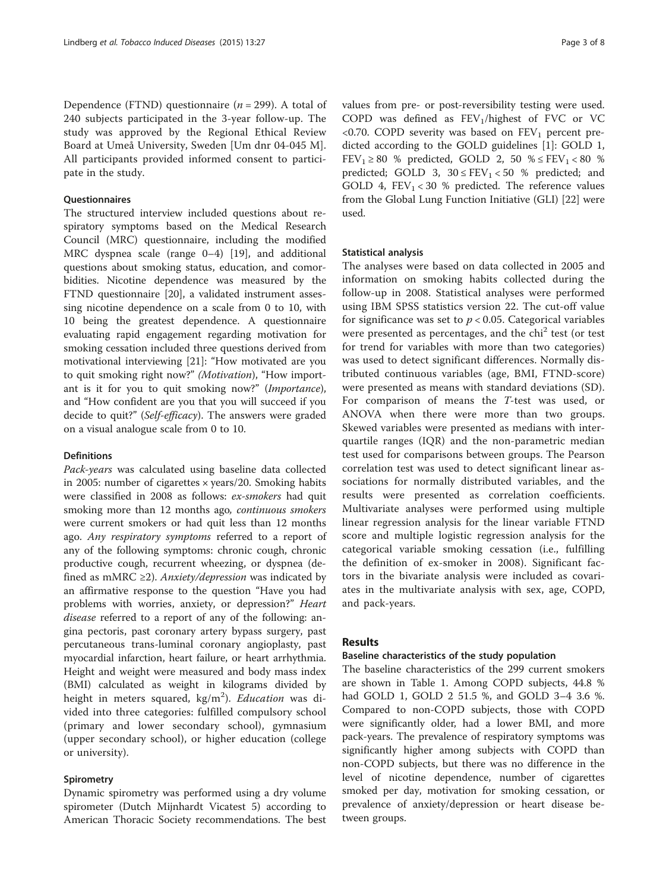Dependence (FTND) questionnaire ($n = 299$). A total of 240 subjects participated in the 3-year follow-up. The study was approved by the Regional Ethical Review Board at Umeå University, Sweden [Um dnr 04-045 M]. All participants provided informed consent to participate in the study.

### Questionnaires

The structured interview included questions about respiratory symptoms based on the Medical Research Council (MRC) questionnaire, including the modified MRC dyspnea scale (range 0–4) [19], and additional questions about smoking status, education, and comorbidities. Nicotine dependence was measured by the FTND questionnaire [20], a validated instrument assessing nicotine dependence on a scale from 0 to 10, with 10 being the greatest dependence. A questionnaire evaluating rapid engagement regarding motivation for smoking cessation included three questions derived from motivational interviewing [21]: "How motivated are you to quit smoking right now?" *(Motivation)*, "How important is it for you to quit smoking now?" (*Importance*), and "How confident are you that you will succeed if you decide to quit?" (*Self-efficacy*). The answers were graded on a visual analogue scale from 0 to 10.

### Definitions

*Pack-years* was calculated using baseline data collected in 2005: number of cigarettes × years/20. Smoking habits were classified in 2008 as follows: *ex-smokers* had quit smoking more than 12 months ago, *continuous smokers* were current smokers or had quit less than 12 months ago. *Any respiratory symptoms* referred to a report of any of the following symptoms: chronic cough, chronic productive cough, recurrent wheezing, or dyspnea (defined as mMRC ≥2). *Anxiety/depression* was indicated by an affirmative response to the question "Have you had problems with worries, anxiety, or depression?" *Heart disease* referred to a report of any of the following: angina pectoris, past coronary artery bypass surgery, past percutaneous trans-luminal coronary angioplasty, past myocardial infarction, heart failure, or heart arrhythmia. Height and weight were measured and body mass index (BMI) calculated as weight in kilograms divided by height in meters squared, $kg/m^2$). *Education* was divided into three categories: fulfilled compulsory school (primary and lower secondary school), gymnasium (upper secondary school), or higher education (college or university).

### Spirometry

Dynamic spirometry was performed using a dry volume spirometer (Dutch Mijnhardt Vicatest 5) according to American Thoracic Society recommendations. The best values from pre- or post-reversibility testing were used. COPD was defined as $FEV_1$/highest of FVC or VC $<0.70$. COPD severity was based on $FEV_1$ percent predicted according to the GOLD guidelines [1]: GOLD 1, $FEV_1 \geq 80$ % predicted, GOLD 2, $50\ \% \leq FEV_1 < 80$ % predicted; GOLD 3, $30 \leq FEV_1 < 50$ % predicted; and GOLD 4, $FEV_1 < 30$ % predicted. The reference values from the Global Lung Function Initiative (GLI) [22] were used.

### Statistical analysis

The analyses were based on data collected in 2005 and information on smoking habits collected during the follow-up in 2008. Statistical analyses were performed using IBM SPSS statistics version 22. The cut-off value for significance was set to $p < 0.05$. Categorical variables were presented as percentages, and the $chi^2$ test (or test for trend for variables with more than two categories) was used to detect significant differences. Normally distributed continuous variables (age, BMI, FTND-score) were presented as means with standard deviations (SD). For comparison of means the *T*-test was used, or ANOVA when there were more than two groups. Skewed variables were presented as medians with interquartile ranges (IQR) and the non-parametric median test used for comparisons between groups. The Pearson correlation test was used to detect significant linear associations for normally distributed variables, and the results were presented as correlation coefficients. Multivariate analyses were performed using multiple linear regression analysis for the linear variable FTND score and multiple logistic regression analysis for the categorical variable smoking cessation (i.e., fulfilling the definition of ex-smoker in 2008). Significant factors in the bivariate analysis were included as covariates in the multivariate analysis with sex, age, COPD, and pack-years.

## Results

### Baseline characteristics of the study population

The baseline characteristics of the 299 current smokers are shown in Table 1. Among COPD subjects, 44.8 % had GOLD 1, GOLD 2 51.5 %, and GOLD 3–4 3.6 %. Compared to non-COPD subjects, those with COPD were significantly older, had a lower BMI, and more pack-years. The prevalence of respiratory symptoms was significantly higher among subjects with COPD than non-COPD subjects, but there was no difference in the level of nicotine dependence, number of cigarettes smoked per day, motivation for smoking cessation, or prevalence of anxiety/depression or heart disease between groups.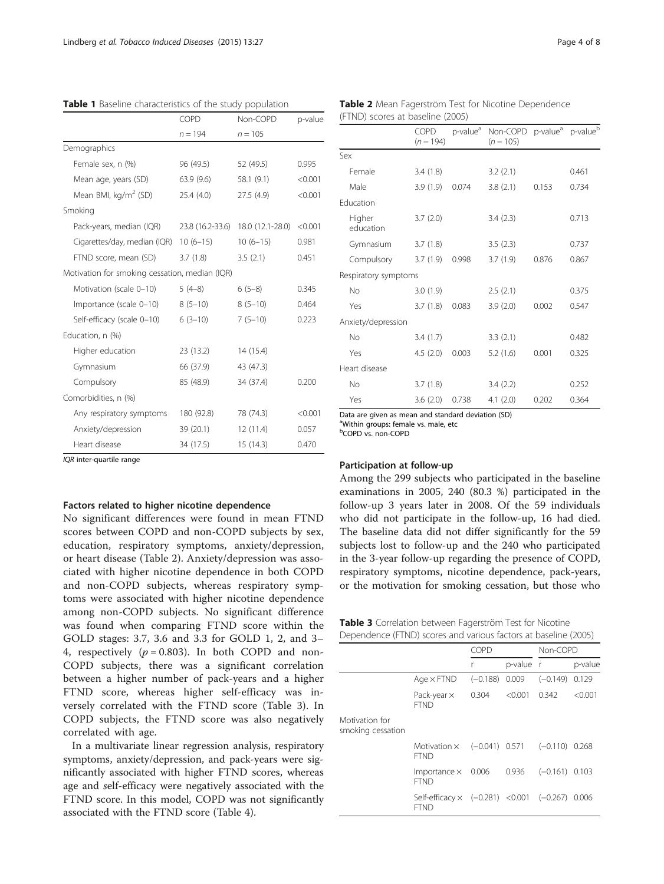**Table 1** Baseline characteristics of the study population

| | COPD | Non-COPD | p-value |
|---|---|---|---|
| | $n = 194$ | $n = 105$ | |
| Demographics | | | |
| Female sex, n (%) | 96 (49.5) | 52 (49.5) | 0.995 |
| Mean age, years (SD) | 63.9 (9.6) | 58.1 (9.1) | <0.001 |
| Mean BMI, kg/m$^2$ (SD) | 25.4 (4.0) | 27.5 (4.9) | <0.001 |
| Smoking | | | |
| Pack-years, median (IQR) | 23.8 (16.2-33.6) | 18.0 (12.1-28.0) | <0.001 |
| Cigarettes/day, median (IQR) | 10 (6–15) | 10 (6–15) | 0.981 |
| FTND score, mean (SD) | 3.7 (1.8) | 3.5 (2.1) | 0.451 |
| Motivation for smoking cessation, median (IQR) | | | |
| Motivation (scale 0–10) | 5 (4–8) | 6 (5–8) | 0.345 |
| Importance (scale 0–10) | 8 (5–10) | 8 (5–10) | 0.464 |
| Self-efficacy (scale 0–10) | 6 (3–10) | 7 (5–10) | 0.223 |
| Education, n (%) | | | |
| Higher education | 23 (13.2) | 14 (15.4) | |
| Gymnasium | 66 (37.9) | 43 (47.3) | |
| Compulsory | 85 (48.9) | 34 (37.4) | 0.200 |
| Comorbidities, n (%) | | | |
| Any respiratory symptoms | 180 (92.8) | 78 (74.3) | <0.001 |
| Anxiety/depression | 39 (20.1) | 12 (11.4) | 0.057 |
| Heart disease | 34 (17.5) | 15 (14.3) | 0.470 |

*IQR* inter-quartile range

### Factors related to higher nicotine dependence

No significant differences were found in mean FTND scores between COPD and non-COPD subjects by sex, education, respiratory symptoms, anxiety/depression, or heart disease (Table 2). Anxiety/depression was associated with higher nicotine dependence in both COPD and non-COPD subjects, whereas respiratory symptoms were associated with higher nicotine dependence among non-COPD subjects. No significant difference was found when comparing FTND score within the GOLD stages: 3.7, 3.6 and 3.3 for GOLD 1, 2, and 3–4, respectively ($p = 0.803$). In both COPD and non-COPD subjects, there was a significant correlation between a higher number of pack-years and a higher FTND score, whereas higher self-efficacy was inversely correlated with the FTND score (Table 3). In COPD subjects, the FTND score was also negatively correlated with age.

In a multivariate linear regression analysis, respiratory symptoms, anxiety/depression, and pack-years were significantly associated with higher FTND scores, whereas age and self-efficacy were negatively associated with the FTND score. In this model, COPD was not significantly associated with the FTND score (Table 4).

**Table 2** Mean Fagerström Test for Nicotine Dependence (FTND) scores at baseline (2005)

| | COPD ($n = 194$) | p-value[a] | Non-COPD ($n = 105$) | p-value[a] | p-value[b] |
|---|---|---|---|---|---|
| Sex | | | | | |
| Female | 3.4 (1.8) | | 3.2 (2.1) | | 0.461 |
| Male | 3.9 (1.9) | 0.074 | 3.8 (2.1) | 0.153 | 0.734 |
| Education | | | | | |
| Higher education | 3.7 (2.0) | | 3.4 (2.3) | | 0.713 |
| Gymnasium | 3.7 (1.8) | | 3.5 (2.3) | | 0.737 |
| Compulsory | 3.7 (1.9) | 0.998 | 3.7 (1.9) | 0.876 | 0.867 |
| Respiratory symptoms | | | | | |
| No | 3.0 (1.9) | | 2.5 (2.1) | | 0.375 |
| Yes | 3.7 (1.8) | 0.083 | 3.9 (2.0) | 0.002 | 0.547 |
| Anxiety/depression | | | | | |
| No | 3.4 (1.7) | | 3.3 (2.1) | | 0.482 |
| Yes | 4.5 (2.0) | 0.003 | 5.2 (1.6) | 0.001 | 0.325 |
| Heart disease | | | | | |
| No | 3.7 (1.8) | | 3.4 (2.2) | | 0.252 |
| Yes | 3.6 (2.0) | 0.738 | 4.1 (2.0) | 0.202 | 0.364 |

Data are given as mean and standard deviation (SD)
[a]Within groups: female vs. male, etc
[b]COPD vs. non-COPD

### Participation at follow-up

Among the 299 subjects who participated in the baseline examinations in 2005, 240 (80.3 %) participated in the follow-up 3 years later in 2008. Of the 59 individuals who did not participate in the follow-up, 16 had died. The baseline data did not differ significantly for the 59 subjects lost to follow-up and the 240 who participated in the 3-year follow-up regarding the presence of COPD, respiratory symptoms, nicotine dependence, pack-years, or the motivation for smoking cessation, but those who

**Table 3** Correlation between Fagerström Test for Nicotine Dependence (FTND) scores and various factors at baseline (2005)

| | | COPD | | Non-COPD | |
|---|---|---|---|---|---|
| | | r | p-value | r | p-value |
| | Age × FTND | (−0.188) | 0.009 | (−0.149) | 0.129 |
| | Pack-year × FTND | 0.304 | <0.001 | 0.342 | <0.001 |
| Motivation for smoking cessation | | | | | |
| | Motivation × FTND | (−0.041) | 0.571 | (−0.110) | 0.268 |
| | Importance × FTND | 0.006 | 0.936 | (−0.161) | 0.103 |
| | Self-efficacy × FTND | (−0.281) | <0.001 | (−0.267) | 0.006 |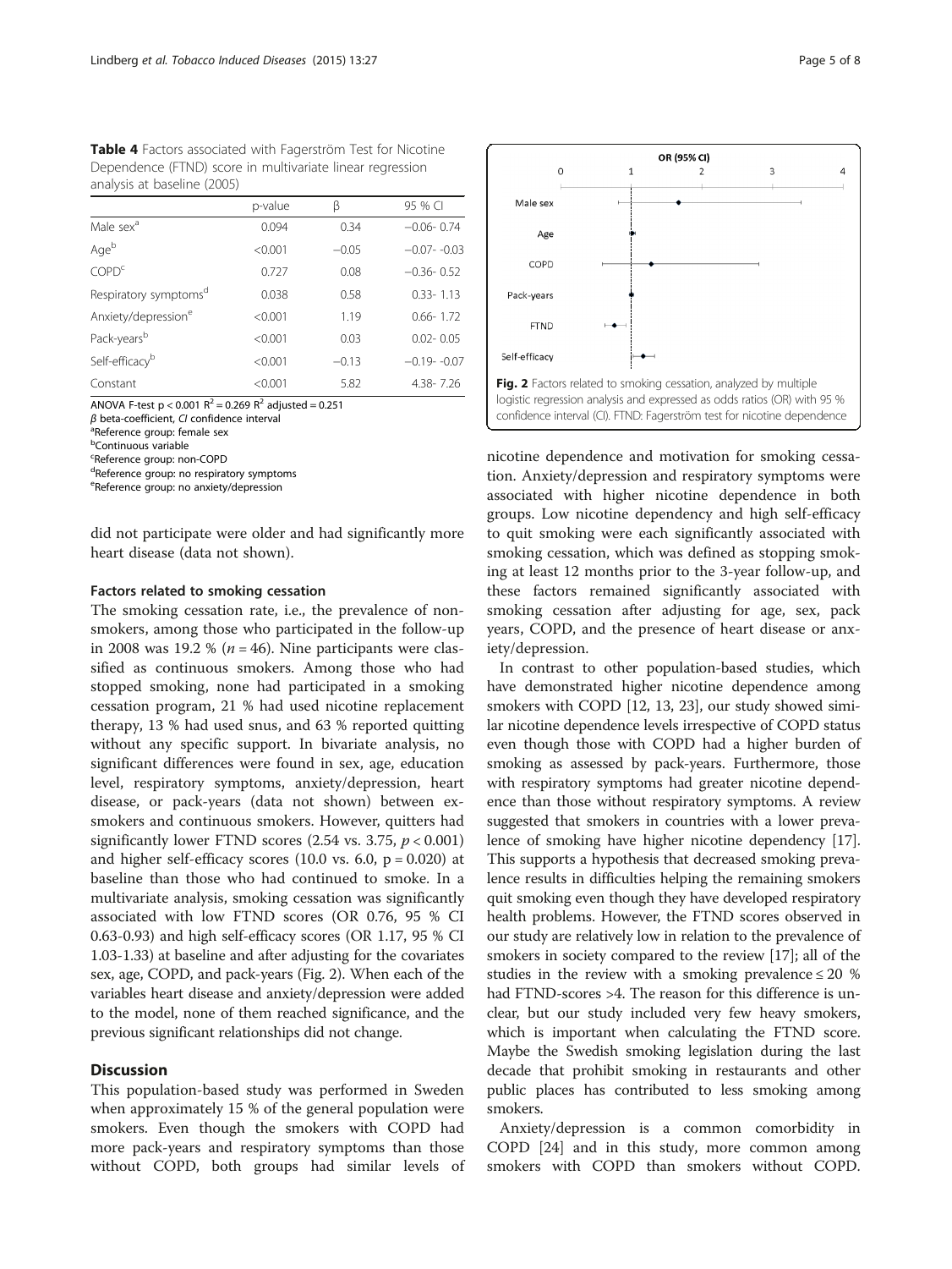**Table 4** Factors associated with Fagerström Test for Nicotine Dependence (FTND) score in multivariate linear regression analysis at baseline (2005)

| | p-value | β | 95 % CI |
|---|---|---|---|
| Male sex[a] | 0.094 | 0.34 | −0.06- 0.74 |
| Age[b] | <0.001 | −0.05 | −0.07- -0.03 |
| COPD[c] | 0.727 | 0.08 | −0.36- 0.52 |
| Respiratory symptoms[d] | 0.038 | 0.58 | 0.33- 1.13 |
| Anxiety/depression[e] | <0.001 | 1.19 | 0.66- 1.72 |
| Pack-years[b] | <0.001 | 0.03 | 0.02- 0.05 |
| Self-efficacy[b] | <0.001 | −0.13 | −0.19- -0.07 |
| Constant | <0.001 | 5.82 | 4.38- 7.26 |

ANOVA F-test $p < 0.001$ $R^2 = 0.269$ $R^2$ adjusted = 0.251
*β* beta-coefficient, *CI* confidence interval
[a]Reference group: female sex
[b]Continuous variable
[c]Reference group: non-COPD
[d]Reference group: no respiratory symptoms
[e]Reference group: no anxiety/depression

did not participate were older and had significantly more heart disease (data not shown).

#### Factors related to smoking cessation

The smoking cessation rate, i.e., the prevalence of non-smokers, among those who participated in the follow-up in 2008 was 19.2 % ($n = 46$). Nine participants were classified as continuous smokers. Among those who had stopped smoking, none had participated in a smoking cessation program, 21 % had used nicotine replacement therapy, 13 % had used snus, and 63 % reported quitting without any specific support. In bivariate analysis, no significant differences were found in sex, age, education level, respiratory symptoms, anxiety/depression, heart disease, or pack-years (data not shown) between ex-smokers and continuous smokers. However, quitters had significantly lower FTND scores (2.54 vs. 3.75, $p < 0.001$) and higher self-efficacy scores (10.0 vs. 6.0, $p = 0.020$) at baseline than those who had continued to smoke. In a multivariate analysis, smoking cessation was significantly associated with low FTND scores (OR 0.76, 95 % CI 0.63-0.93) and high self-efficacy scores (OR 1.17, 95 % CI 1.03-1.33) at baseline and after adjusting for the covariates sex, age, COPD, and pack-years (Fig. 2). When each of the variables heart disease and anxiety/depression were added to the model, none of them reached significance, and the previous significant relationships did not change.

## Discussion

This population-based study was performed in Sweden when approximately 15 % of the general population were smokers. Even though the smokers with COPD had more pack-years and respiratory symptoms than those without COPD, both groups had similar levels of nicotine dependence and motivation for smoking cessation. Anxiety/depression and respiratory symptoms were associated with higher nicotine dependence in both groups. Low nicotine dependency and high self-efficacy to quit smoking were each significantly associated with smoking cessation, which was defined as stopping smoking at least 12 months prior to the 3-year follow-up, and these factors remained significantly associated with smoking cessation after adjusting for age, sex, pack years, COPD, and the presence of heart disease or anxiety/depression.

**Fig. 2** Factors related to smoking cessation, analyzed by multiple logistic regression analysis and expressed as odds ratios (OR) with 95 % confidence interval (CI). FTND: Fagerström test for nicotine dependence

In contrast to other population-based studies, which have demonstrated higher nicotine dependence among smokers with COPD [12, 13, 23], our study showed similar nicotine dependence levels irrespective of COPD status even though those with COPD had a higher burden of smoking as assessed by pack-years. Furthermore, those with respiratory symptoms had greater nicotine dependence than those without respiratory symptoms. A review suggested that smokers in countries with a lower prevalence of smoking have higher nicotine dependency [17]. This supports a hypothesis that decreased smoking prevalence results in difficulties helping the remaining smokers quit smoking even though they have developed respiratory health problems. However, the FTND scores observed in our study are relatively low in relation to the prevalence of smokers in society compared to the review [17]; all of the studies in the review with a smoking prevalence ≤ 20 % had FTND-scores >4. The reason for this difference is unclear, but our study included very few heavy smokers, which is important when calculating the FTND score. Maybe the Swedish smoking legislation during the last decade that prohibit smoking in restaurants and other public places has contributed to less smoking among smokers.

Anxiety/depression is a common comorbidity in COPD [24] and in this study, more common among smokers with COPD than smokers without COPD.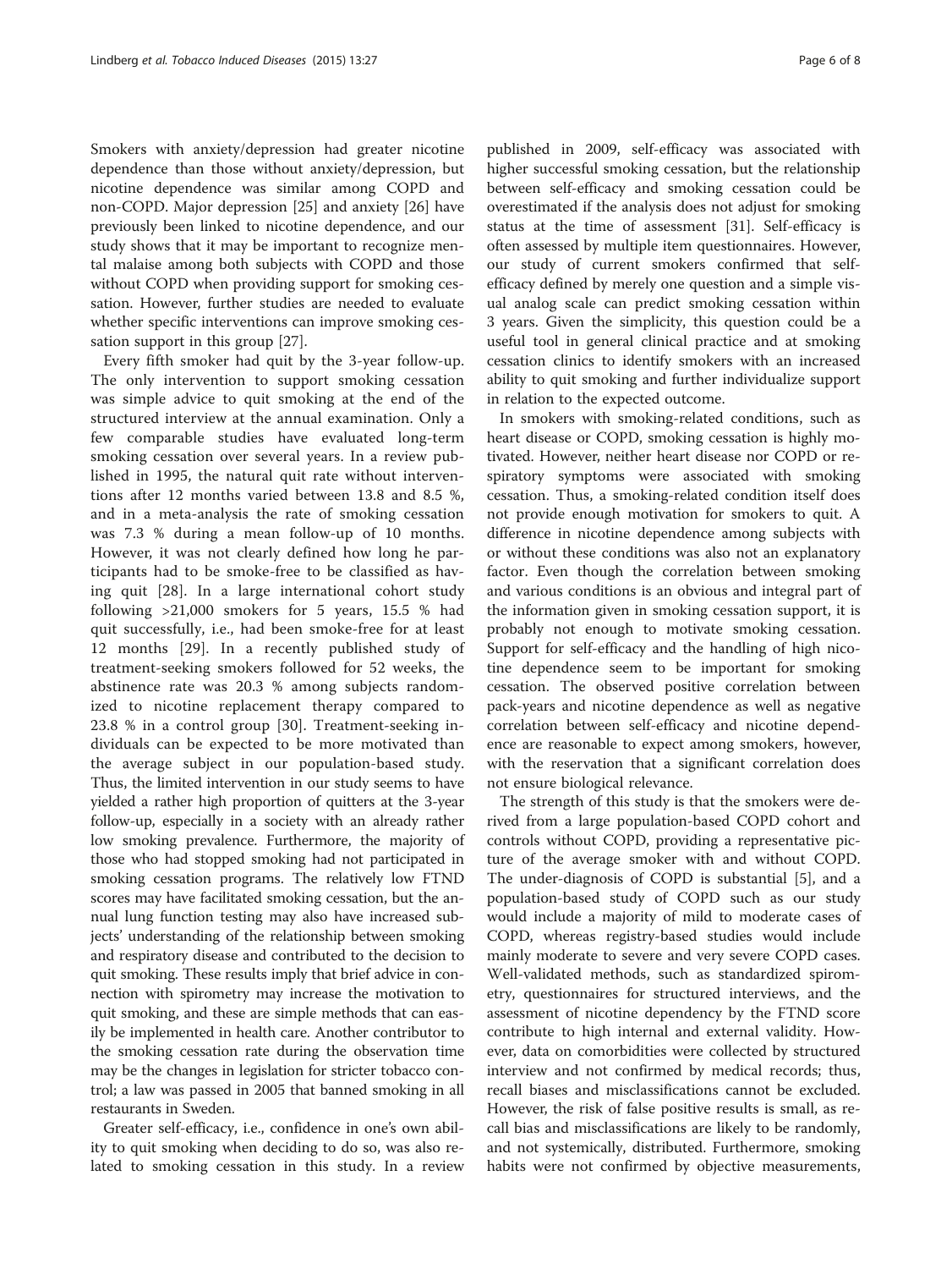Smokers with anxiety/depression had greater nicotine dependence than those without anxiety/depression, but nicotine dependence was similar among COPD and non-COPD. Major depression [25] and anxiety [26] have previously been linked to nicotine dependence, and our study shows that it may be important to recognize mental malaise among both subjects with COPD and those without COPD when providing support for smoking cessation. However, further studies are needed to evaluate whether specific interventions can improve smoking cessation support in this group [27].

Every fifth smoker had quit by the 3-year follow-up. The only intervention to support smoking cessation was simple advice to quit smoking at the end of the structured interview at the annual examination. Only a few comparable studies have evaluated long-term smoking cessation over several years. In a review published in 1995, the natural quit rate without interventions after 12 months varied between 13.8 and 8.5 %, and in a meta-analysis the rate of smoking cessation was 7.3 % during a mean follow-up of 10 months. However, it was not clearly defined how long he participants had to be smoke-free to be classified as having quit [28]. In a large international cohort study following >21,000 smokers for 5 years, 15.5 % had quit successfully, i.e., had been smoke-free for at least 12 months [29]. In a recently published study of treatment-seeking smokers followed for 52 weeks, the abstinence rate was 20.3 % among subjects randomized to nicotine replacement therapy compared to 23.8 % in a control group [30]. Treatment-seeking individuals can be expected to be more motivated than the average subject in our population-based study. Thus, the limited intervention in our study seems to have yielded a rather high proportion of quitters at the 3-year follow-up, especially in a society with an already rather low smoking prevalence. Furthermore, the majority of those who had stopped smoking had not participated in smoking cessation programs. The relatively low FTND scores may have facilitated smoking cessation, but the annual lung function testing may also have increased subjects' understanding of the relationship between smoking and respiratory disease and contributed to the decision to quit smoking. These results imply that brief advice in connection with spirometry may increase the motivation to quit smoking, and these are simple methods that can easily be implemented in health care. Another contributor to the smoking cessation rate during the observation time may be the changes in legislation for stricter tobacco control; a law was passed in 2005 that banned smoking in all restaurants in Sweden.

Greater self-efficacy, i.e., confidence in one's own ability to quit smoking when deciding to do so, was also related to smoking cessation in this study. In a review published in 2009, self-efficacy was associated with higher successful smoking cessation, but the relationship between self-efficacy and smoking cessation could be overestimated if the analysis does not adjust for smoking status at the time of assessment [31]. Self-efficacy is often assessed by multiple item questionnaires. However, our study of current smokers confirmed that self-efficacy defined by merely one question and a simple visual analog scale can predict smoking cessation within 3 years. Given the simplicity, this question could be a useful tool in general clinical practice and at smoking cessation clinics to identify smokers with an increased ability to quit smoking and further individualize support in relation to the expected outcome.

In smokers with smoking-related conditions, such as heart disease or COPD, smoking cessation is highly motivated. However, neither heart disease nor COPD or respiratory symptoms were associated with smoking cessation. Thus, a smoking-related condition itself does not provide enough motivation for smokers to quit. A difference in nicotine dependence among subjects with or without these conditions was also not an explanatory factor. Even though the correlation between smoking and various conditions is an obvious and integral part of the information given in smoking cessation support, it is probably not enough to motivate smoking cessation. Support for self-efficacy and the handling of high nicotine dependence seem to be important for smoking cessation. The observed positive correlation between pack-years and nicotine dependence as well as negative correlation between self-efficacy and nicotine dependence are reasonable to expect among smokers, however, with the reservation that a significant correlation does not ensure biological relevance.

The strength of this study is that the smokers were derived from a large population-based COPD cohort and controls without COPD, providing a representative picture of the average smoker with and without COPD. The under-diagnosis of COPD is substantial [5], and a population-based study of COPD such as our study would include a majority of mild to moderate cases of COPD, whereas registry-based studies would include mainly moderate to severe and very severe COPD cases. Well-validated methods, such as standardized spirometry, questionnaires for structured interviews, and the assessment of nicotine dependency by the FTND score contribute to high internal and external validity. However, data on comorbidities were collected by structured interview and not confirmed by medical records; thus, recall biases and misclassifications cannot be excluded. However, the risk of false positive results is small, as recall bias and misclassifications are likely to be randomly, and not systemically, distributed. Furthermore, smoking habits were not confirmed by objective measurements,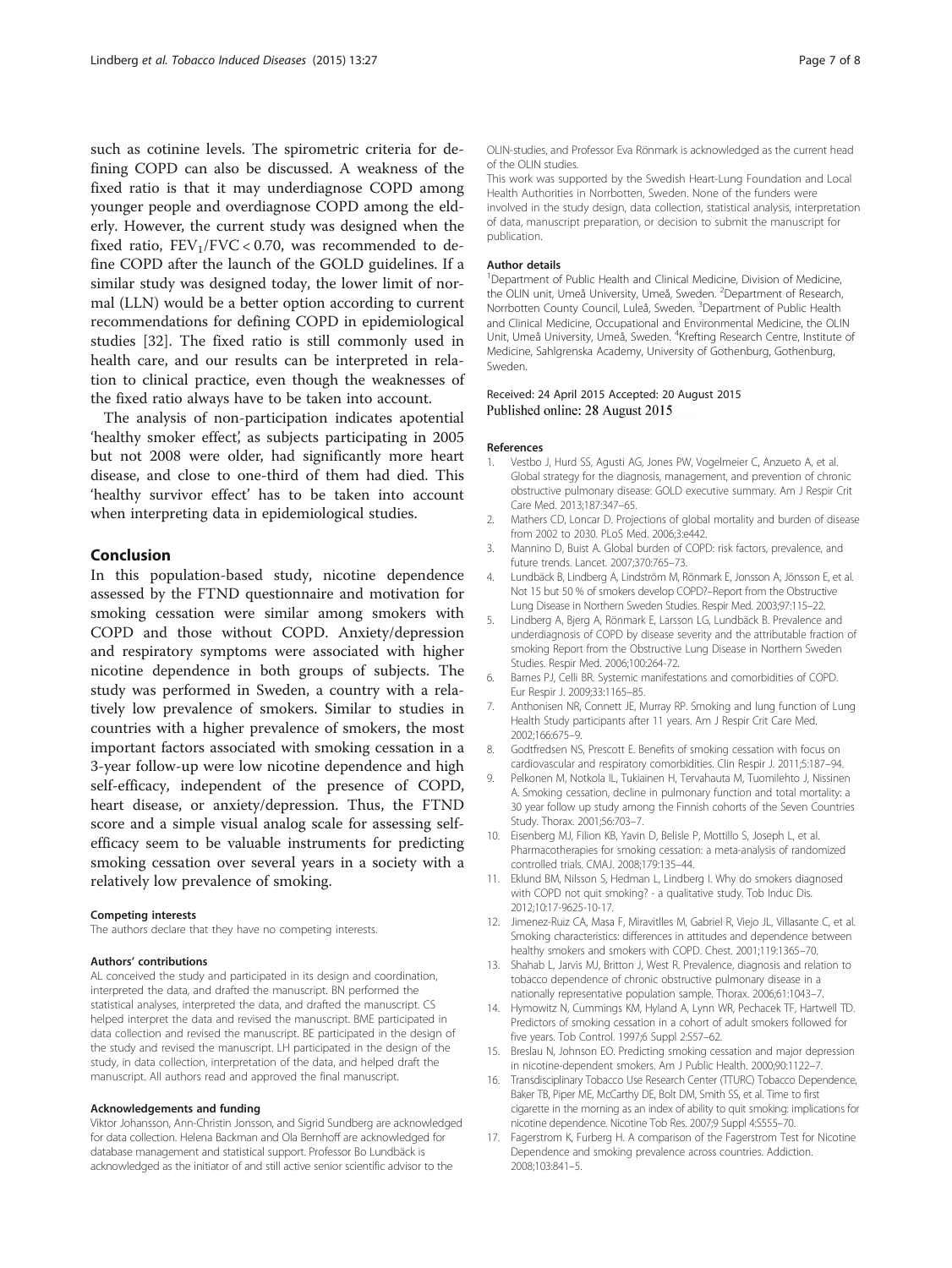such as cotinine levels. The spirometric criteria for defining COPD can also be discussed. A weakness of the fixed ratio is that it may underdiagnose COPD among younger people and overdiagnose COPD among the elderly. However, the current study was designed when the fixed ratio, $FEV_1/FVC < 0.70$, was recommended to define COPD after the launch of the GOLD guidelines. If a similar study was designed today, the lower limit of normal (LLN) would be a better option according to current recommendations for defining COPD in epidemiological studies [32]. The fixed ratio is still commonly used in health care, and our results can be interpreted in relation to clinical practice, even though the weaknesses of the fixed ratio always have to be taken into account.

The analysis of non-participation indicates apotential 'healthy smoker effect', as subjects participating in 2005 but not 2008 were older, had significantly more heart disease, and close to one-third of them had died. This 'healthy survivor effect' has to be taken into account when interpreting data in epidemiological studies.

## Conclusion

In this population-based study, nicotine dependence assessed by the FTND questionnaire and motivation for smoking cessation were similar among smokers with COPD and those without COPD. Anxiety/depression and respiratory symptoms were associated with higher nicotine dependence in both groups of subjects. The study was performed in Sweden, a country with a relatively low prevalence of smokers. Similar to studies in countries with a higher prevalence of smokers, the most important factors associated with smoking cessation in a 3-year follow-up were low nicotine dependence and high self-efficacy, independent of the presence of COPD, heart disease, or anxiety/depression. Thus, the FTND score and a simple visual analog scale for assessing self-efficacy seem to be valuable instruments for predicting smoking cessation over several years in a society with a relatively low prevalence of smoking.

#### Competing interests

The authors declare that they have no competing interests.

#### Authors' contributions

AL conceived the study and participated in its design and coordination, interpreted the data, and drafted the manuscript. BN performed the statistical analyses, interpreted the data, and drafted the manuscript. CS helped interpret the data and revised the manuscript. BME participated in data collection and revised the manuscript. BE participated in the design of the study and revised the manuscript. LH participated in the design of the study, in data collection, interpretation of the data, and helped draft the manuscript. All authors read and approved the final manuscript.

#### Acknowledgements and funding

Viktor Johansson, Ann-Christin Jonsson, and Sigrid Sundberg are acknowledged for data collection. Helena Backman and Ola Bernhoff are acknowledged for database management and statistical support. Professor Bo Lundbäck is acknowledged as the initiator of and still active senior scientific advisor to the OLIN-studies, and Professor Eva Rönmark is acknowledged as the current head of the OLIN studies.

This work was supported by the Swedish Heart-Lung Foundation and Local Health Authorities in Norrbotten, Sweden. None of the funders were involved in the study design, data collection, statistical analysis, interpretation of data, manuscript preparation, or decision to submit the manuscript for publication.

#### Author details

[1]Department of Public Health and Clinical Medicine, Division of Medicine, the OLIN unit, Umeå University, Umeå, Sweden. [2]Department of Research, Norrbotten County Council, Luleå, Sweden. [3]Department of Public Health and Clinical Medicine, Occupational and Environmental Medicine, the OLIN Unit, Umeå University, Umeå, Sweden. [4]Krefting Research Centre, Institute of Medicine, Sahlgrenska Academy, University of Gothenburg, Gothenburg, Sweden.

Received: 24 April 2015 Accepted: 20 August 2015
Published online: 28 August 2015

#### References

1. Vestbo J, Hurd SS, Agusti AG, Jones PW, Vogelmeier C, Anzueto A, et al. Global strategy for the diagnosis, management, and prevention of chronic obstructive pulmonary disease: GOLD executive summary. Am J Respir Crit Care Med. 2013;187:347–65.
2. Mathers CD, Loncar D. Projections of global mortality and burden of disease from 2002 to 2030. PLoS Med. 2006;3:e442.
3. Mannino D, Buist A. Global burden of COPD: risk factors, prevalence, and future trends. Lancet. 2007;370:765–73.
4. Lundbäck B, Lindberg A, Lindström M, Rönmark E, Jonsson A, Jönsson E, et al. Not 15 but 50 % of smokers develop COPD?–Report from the Obstructive Lung Disease in Northern Sweden Studies. Respir Med. 2003;97:115–22.
5. Lindberg A, Bjerg A, Rönmark E, Larsson LG, Lundbäck B. Prevalence and underdiagnosis of COPD by disease severity and the attributable fraction of smoking Report from the Obstructive Lung Disease in Northern Sweden Studies. Respir Med. 2006;100:264-72.
6. Barnes PJ, Celli BR. Systemic manifestations and comorbidities of COPD. Eur Respir J. 2009;33:1165–85.
7. Anthonisen NR, Connett JE, Murray RP. Smoking and lung function of Lung Health Study participants after 11 years. Am J Respir Crit Care Med. 2002;166:675–9.
8. Godtfredsen NS, Prescott E. Benefits of smoking cessation with focus on cardiovascular and respiratory comorbidities. Clin Respir J. 2011;5:187–94.
9. Pelkonen M, Notkola IL, Tukiainen H, Tervahauta M, Tuomilehto J, Nissinen A. Smoking cessation, decline in pulmonary function and total mortality: a 30 year follow up study among the Finnish cohorts of the Seven Countries Study. Thorax. 2001;56:703–7.
10. Eisenberg MJ, Filion KB, Yavin D, Belisle P, Mottillo S, Joseph L, et al. Pharmacotherapies for smoking cessation: a meta-analysis of randomized controlled trials. CMAJ. 2008;179:135–44.
11. Eklund BM, Nilsson S, Hedman L, Lindberg I. Why do smokers diagnosed with COPD not quit smoking? - a qualitative study. Tob Induc Dis. 2012;10:17-9625-10-17.
12. Jimenez-Ruiz CA, Masa F, Miravitlles M, Gabriel R, Viejo JL, Villasante C, et al. Smoking characteristics: differences in attitudes and dependence between healthy smokers and smokers with COPD. Chest. 2001;119:1365–70.
13. Shahab L, Jarvis MJ, Britton J, West R. Prevalence, diagnosis and relation to tobacco dependence of chronic obstructive pulmonary disease in a nationally representative population sample. Thorax. 2006;61:1043–7.
14. Hymowitz N, Cummings KM, Hyland A, Lynn WR, Pechacek TF, Hartwell TD. Predictors of smoking cessation in a cohort of adult smokers followed for five years. Tob Control. 1997;6 Suppl 2:S57–62.
15. Breslau N, Johnson EO. Predicting smoking cessation and major depression in nicotine-dependent smokers. Am J Public Health. 2000;90:1122–7.
16. Transdisciplinary Tobacco Use Research Center (TTURC) Tobacco Dependence, Baker TB, Piper ME, McCarthy DE, Bolt DM, Smith SS, et al. Time to first cigarette in the morning as an index of ability to quit smoking: implications for nicotine dependence. Nicotine Tob Res. 2007;9 Suppl 4:S555–70.
17. Fagerstrom K, Furberg H. A comparison of the Fagerstrom Test for Nicotine Dependence and smoking prevalence across countries. Addiction. 2008;103:841–5.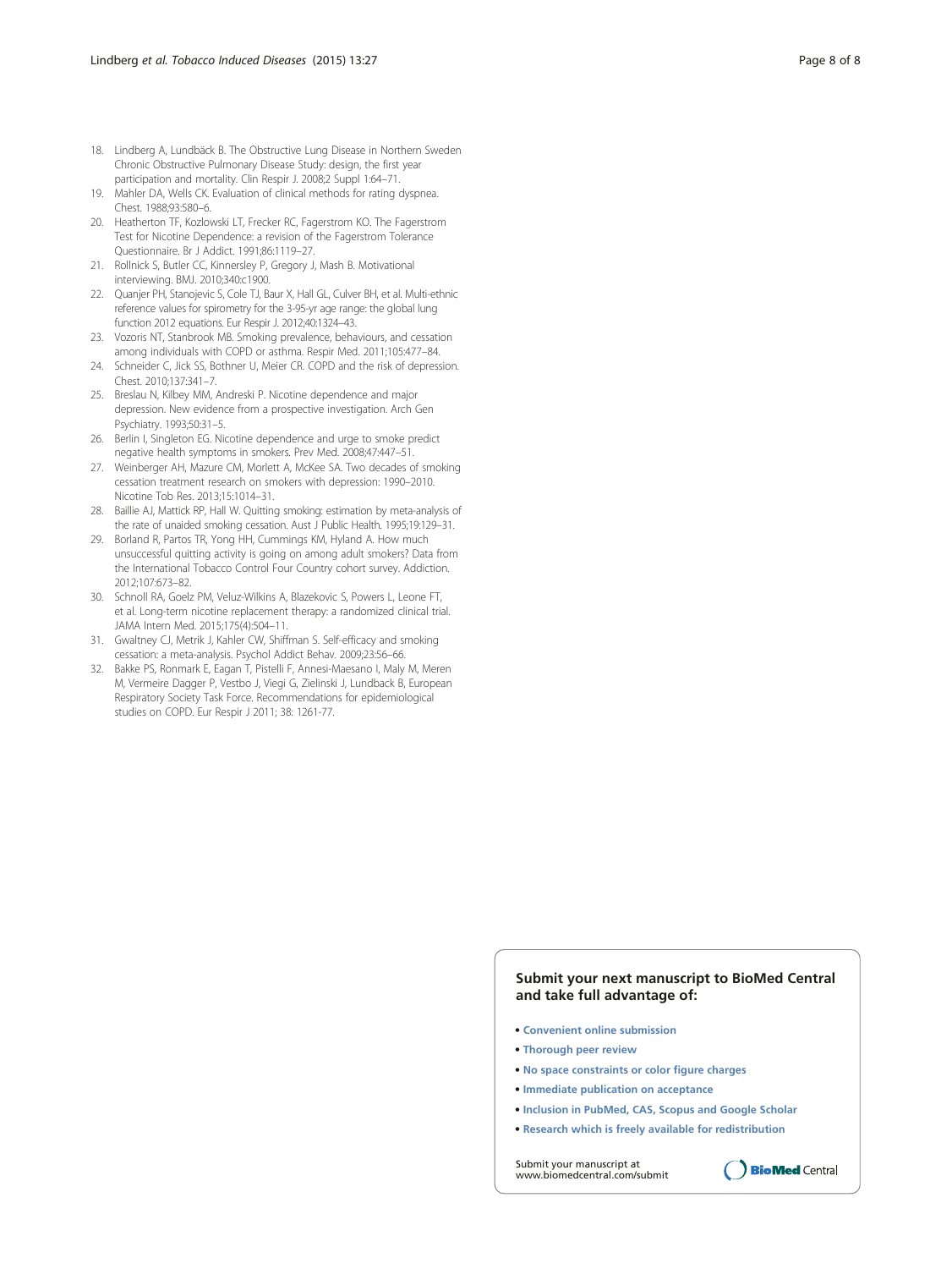18. Lindberg A, Lundbäck B. The Obstructive Lung Disease in Northern Sweden Chronic Obstructive Pulmonary Disease Study: design, the first year participation and mortality. Clin Respir J. 2008;2 Suppl 1:64–71.
19. Mahler DA, Wells CK. Evaluation of clinical methods for rating dyspnea. Chest. 1988;93:580–6.
20. Heatherton TF, Kozlowski LT, Frecker RC, Fagerstrom KO. The Fagerstrom Test for Nicotine Dependence: a revision of the Fagerstrom Tolerance Questionnaire. Br J Addict. 1991;86:1119–27.
21. Rollnick S, Butler CC, Kinnersley P, Gregory J, Mash B. Motivational interviewing. BMJ. 2010;340:c1900.
22. Quanjer PH, Stanojevic S, Cole TJ, Baur X, Hall GL, Culver BH, et al. Multi-ethnic reference values for spirometry for the 3-95-yr age range: the global lung function 2012 equations. Eur Respir J. 2012;40:1324–43.
23. Vozoris NT, Stanbrook MB. Smoking prevalence, behaviours, and cessation among individuals with COPD or asthma. Respir Med. 2011;105:477–84.
24. Schneider C, Jick SS, Bothner U, Meier CR. COPD and the risk of depression. Chest. 2010;137:341–7.
25. Breslau N, Kilbey MM, Andreski P. Nicotine dependence and major depression. New evidence from a prospective investigation. Arch Gen Psychiatry. 1993;50:31–5.
26. Berlin I, Singleton EG. Nicotine dependence and urge to smoke predict negative health symptoms in smokers. Prev Med. 2008;47:447–51.
27. Weinberger AH, Mazure CM, Morlett A, McKee SA. Two decades of smoking cessation treatment research on smokers with depression: 1990–2010. Nicotine Tob Res. 2013;15:1014–31.
28. Baillie AJ, Mattick RP, Hall W. Quitting smoking: estimation by meta-analysis of the rate of unaided smoking cessation. Aust J Public Health. 1995;19:129–31.
29. Borland R, Partos TR, Yong HH, Cummings KM, Hyland A. How much unsuccessful quitting activity is going on among adult smokers? Data from the International Tobacco Control Four Country cohort survey. Addiction. 2012;107:673–82.
30. Schnoll RA, Goelz PM, Veluz-Wilkins A, Blazekovic S, Powers L, Leone FT, et al. Long-term nicotine replacement therapy: a randomized clinical trial. JAMA Intern Med. 2015;175(4):504–11.
31. Gwaltney CJ, Metrik J, Kahler CW, Shiffman S. Self-efficacy and smoking cessation: a meta-analysis. Psychol Addict Behav. 2009;23:56–66.
32. Bakke PS, Ronmark E, Eagan T, Pistelli F, Annesi-Maesano I, Maly M, Meren M, Vermeire Dagger P, Vestbo J, Viegi G, Zielinski J, Lundback B, European Respiratory Society Task Force. Recommendations for epidemiological studies on COPD. Eur Respir J 2011; 38: 1261-77.

**Submit your next manuscript to BioMed Central and take full advantage of:**

- **Convenient online submission**
- **Thorough peer review**
- **No space constraints or color figure charges**
- **Immediate publication on acceptance**
- **Inclusion in PubMed, CAS, Scopus and Google Scholar**
- **Research which is freely available for redistribution**

Submit your manuscript at
www.biomedcentral.com/submit

BioMed Central